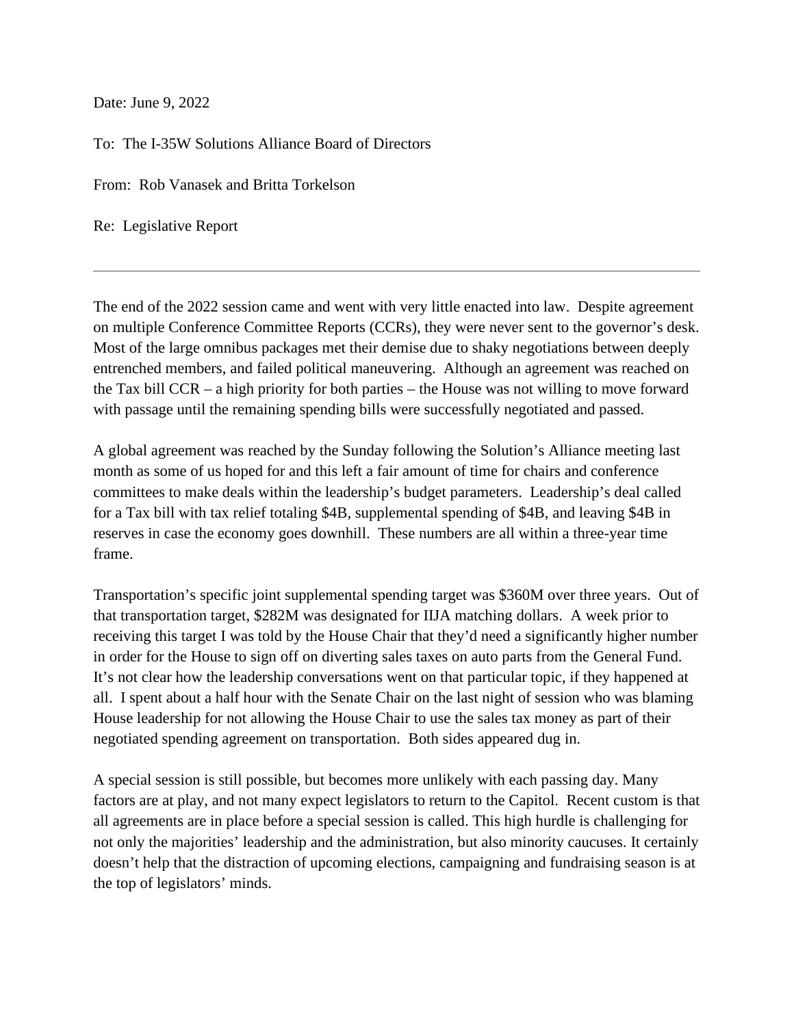Date: June 9, 2022

To: The I-35W Solutions Alliance Board of Directors

From: Rob Vanasek and Britta Torkelson

Re: Legislative Report

---

The end of the 2022 session came and went with very little enacted into law. Despite agreement on multiple Conference Committee Reports (CCRs), they were never sent to the governor's desk. Most of the large omnibus packages met their demise due to shaky negotiations between deeply entrenched members, and failed political maneuvering. Although an agreement was reached on the Tax bill CCR – a high priority for both parties – the House was not willing to move forward with passage until the remaining spending bills were successfully negotiated and passed.

A global agreement was reached by the Sunday following the Solution's Alliance meeting last month as some of us hoped for and this left a fair amount of time for chairs and conference committees to make deals within the leadership's budget parameters. Leadership's deal called for a Tax bill with tax relief totaling $4B, supplemental spending of $4B, and leaving $4B in reserves in case the economy goes downhill. These numbers are all within a three-year time frame.

Transportation's specific joint supplemental spending target was $360M over three years. Out of that transportation target, $282M was designated for IIJA matching dollars. A week prior to receiving this target I was told by the House Chair that they'd need a significantly higher number in order for the House to sign off on diverting sales taxes on auto parts from the General Fund. It's not clear how the leadership conversations went on that particular topic, if they happened at all. I spent about a half hour with the Senate Chair on the last night of session who was blaming House leadership for not allowing the House Chair to use the sales tax money as part of their negotiated spending agreement on transportation. Both sides appeared dug in.

A special session is still possible, but becomes more unlikely with each passing day. Many factors are at play, and not many expect legislators to return to the Capitol. Recent custom is that all agreements are in place before a special session is called. This high hurdle is challenging for not only the majorities' leadership and the administration, but also minority caucuses. It certainly doesn't help that the distraction of upcoming elections, campaigning and fundraising season is at the top of legislators' minds.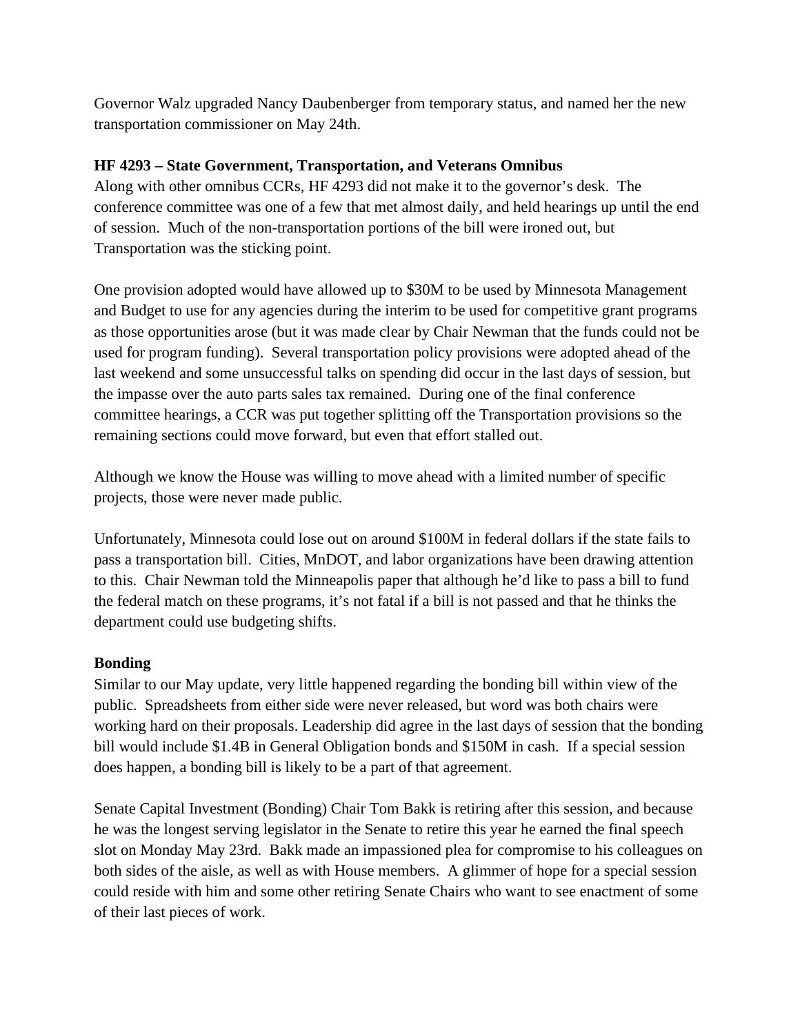Governor Walz upgraded Nancy Daubenberger from temporary status, and named her the new transportation commissioner on May 24th.

**HF 4293 – State Government, Transportation, and Veterans Omnibus**

Along with other omnibus CCRs, HF 4293 did not make it to the governor's desk. The conference committee was one of a few that met almost daily, and held hearings up until the end of session. Much of the non-transportation portions of the bill were ironed out, but Transportation was the sticking point.

One provision adopted would have allowed up to $30M to be used by Minnesota Management and Budget to use for any agencies during the interim to be used for competitive grant programs as those opportunities arose (but it was made clear by Chair Newman that the funds could not be used for program funding). Several transportation policy provisions were adopted ahead of the last weekend and some unsuccessful talks on spending did occur in the last days of session, but the impasse over the auto parts sales tax remained. During one of the final conference committee hearings, a CCR was put together splitting off the Transportation provisions so the remaining sections could move forward, but even that effort stalled out.

Although we know the House was willing to move ahead with a limited number of specific projects, those were never made public.

Unfortunately, Minnesota could lose out on around $100M in federal dollars if the state fails to pass a transportation bill. Cities, MnDOT, and labor organizations have been drawing attention to this. Chair Newman told the Minneapolis paper that although he'd like to pass a bill to fund the federal match on these programs, it's not fatal if a bill is not passed and that he thinks the department could use budgeting shifts.

**Bonding**

Similar to our May update, very little happened regarding the bonding bill within view of the public. Spreadsheets from either side were never released, but word was both chairs were working hard on their proposals. Leadership did agree in the last days of session that the bonding bill would include $1.4B in General Obligation bonds and $150M in cash. If a special session does happen, a bonding bill is likely to be a part of that agreement.

Senate Capital Investment (Bonding) Chair Tom Bakk is retiring after this session, and because he was the longest serving legislator in the Senate to retire this year he earned the final speech slot on Monday May 23rd. Bakk made an impassioned plea for compromise to his colleagues on both sides of the aisle, as well as with House members. A glimmer of hope for a special session could reside with him and some other retiring Senate Chairs who want to see enactment of some of their last pieces of work.